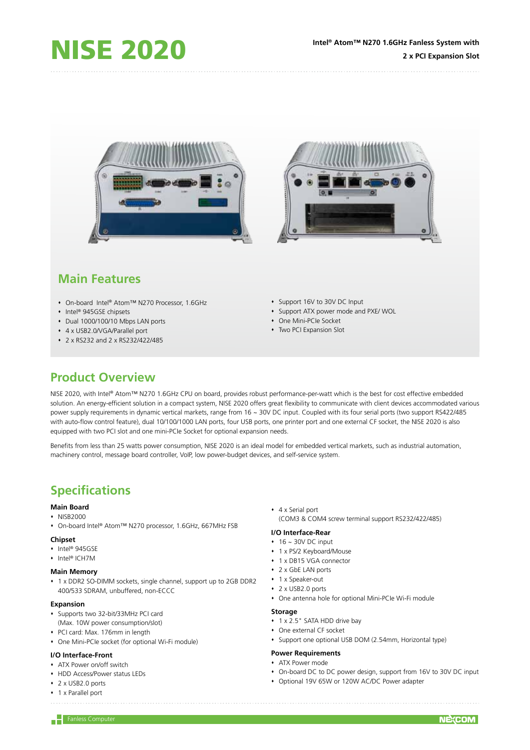# NISE 2020

**Intel® Atom™ N270 1.6GHz Fanless System with 2 x PCI Expansion Slot**

## Main Features

- On-board Intel® Atom™ N270 Processor, 1.6GHz
- Intel® 945GSE chipsets
- Dual 1000/100/10 Mbps LAN ports
- 4 x USB2.0/VGA/Parallel port
- 2 x RS232 and 2 x RS232/422/485
- Support 16V to 30V DC Input
- Support ATX power mode and PXE/ WOL
- One Mini-PCIe Socket
- Two PCI Expansion Slot

## Product Overview

NISE 2020, with Intel® Atom™ N270 1.6GHz CPU on board, provides robust performance-per-watt which is the best for cost effective embedded solution. An energy-efficient solution in a compact system, NISE 2020 offers great flexibility to communicate with client devices accommodated various power supply requirements in dynamic vertical markets, range from 16 ~ 30V DC input. Coupled with its four serial ports (two support RS422/485 with auto-flow control feature), dual 10/100/1000 LAN ports, four USB ports, one printer port and one external CF socket, the NISE 2020 is also equipped with two PCI slot and one mini-PCIe Socket for optional expansion needs.

Benefits from less than 25 watts power consumption, NISE 2020 is an ideal model for embedded vertical markets, such as industrial automation, machinery control, message board controller, VoIP, low power-budget devices, and self-service system.

## Specifications

### Main Board
- NISB2000
- On-board Intel® Atom™ N270 processor, 1.6GHz, 667MHz FSB

### Chipset
- Intel® 945GSE
- Intel® ICH7M

### Main Memory
- 1 x DDR2 SO-DIMM sockets, single channel, support up to 2GB DDR2 400/533 SDRAM, unbuffered, non-ECCC

### Expansion
- Supports two 32-bit/33MHz PCI card (Max. 10W power consumption/slot)
- PCI card: Max. 176mm in length
- One Mini-PCIe socket (for optional Wi-Fi module)

### I/O Interface-Front
- ATX Power on/off switch
- HDD Access/Power status LEDs
- 2 x USB2.0 ports
- 1 x Parallel port
- 4 x Serial port (COM3 & COM4 screw terminal support RS232/422/485)

### I/O Interface-Rear
- 16 ~ 30V DC input
- 1 x PS/2 Keyboard/Mouse
- 1 x DB15 VGA connector
- 2 x GbE LAN ports
- 1 x Speaker-out
- 2 x USB2.0 ports
- One antenna hole for optional Mini-PCIe Wi-Fi module

### Storage
- 1 x 2.5" SATA HDD drive bay
- One external CF socket
- Support one optional USB DOM (2.54mm, Horizontal type)

### Power Requirements
- ATX Power mode
- On-board DC to DC power design, support from 16V to 30V DC input
- Optional 19V 65W or 120W AC/DC Power adapter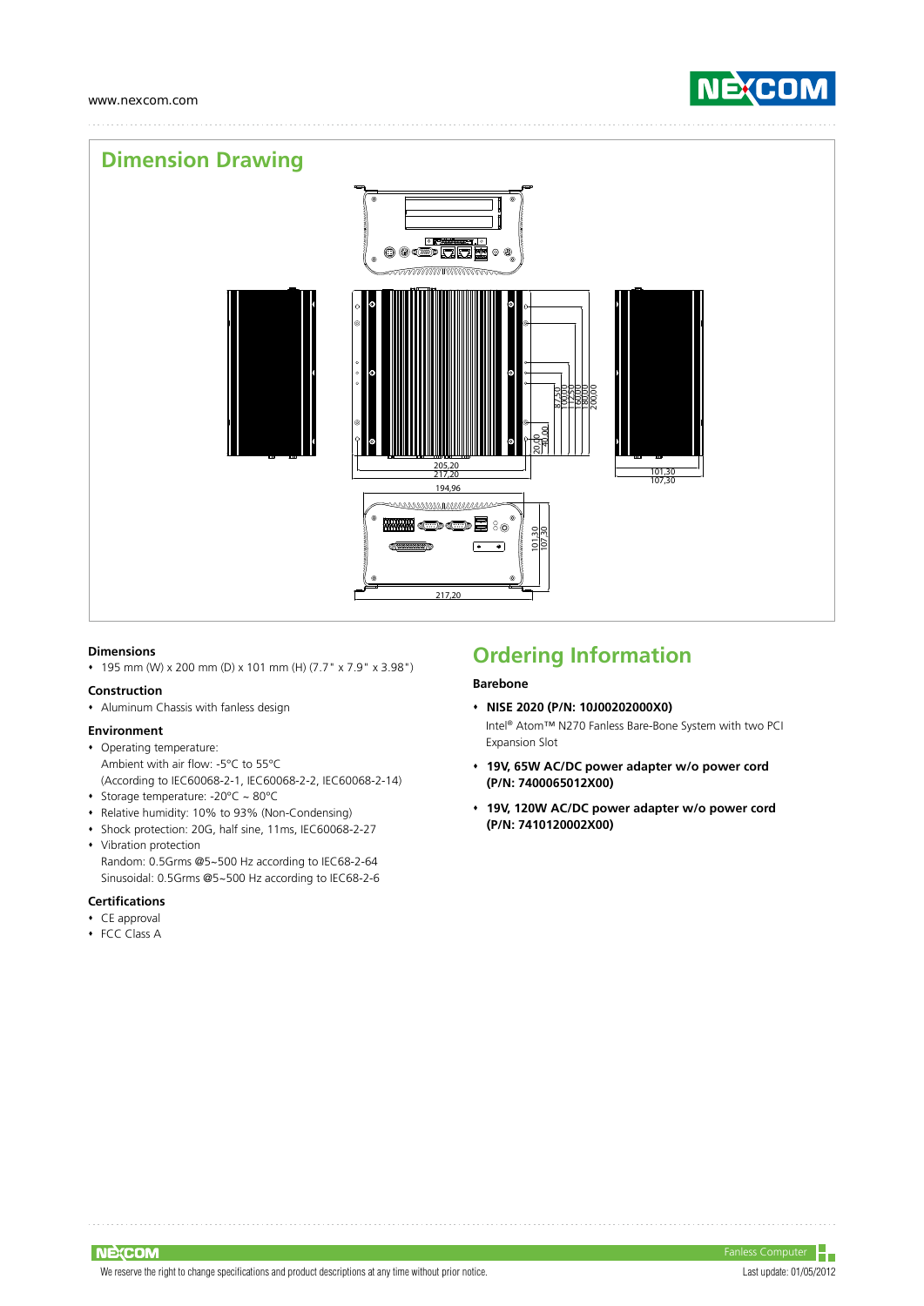## Dimension Drawing

205,20
217,20
87,50
100,00
117,50
160,00
180,00
200,00
20,00
40,00
101,30
107,30
194,96
101,30
107,30
217,20

### Dimensions

- 195 mm (W) x 200 mm (D) x 101 mm (H) (7.7" x 7.9" x 3.98")

### Construction

- Aluminum Chassis with fanless design

### Environment

- Operating temperature:
  Ambient with air flow: -5°C to 55°C
  (According to IEC60068-2-1, IEC60068-2-2, IEC60068-2-14)
- Storage temperature: -20°C ~ 80°C
- Relative humidity: 10% to 93% (Non-Condensing)
- Shock protection: 20G, half sine, 11ms, IEC60068-2-27
- Vibration protection
  Random: 0.5Grms @5~500 Hz according to IEC68-2-64
  Sinusoidal: 0.5Grms @5~500 Hz according to IEC68-2-6

### Certifications

- CE approval
- FCC Class A

## Ordering Information

### Barebone

- **NISE 2020 (P/N: 10J00202000X0)**
  Intel® Atom™ N270 Fanless Bare-Bone System with two PCI Expansion Slot
- **19V, 65W AC/DC power adapter w/o power cord (P/N: 7400065012X00)**
- **19V, 120W AC/DC power adapter w/o power cord (P/N: 7410120002X00)**

We reserve the right to change specifications and product descriptions at any time without prior notice.

Last update: 01/05/2012